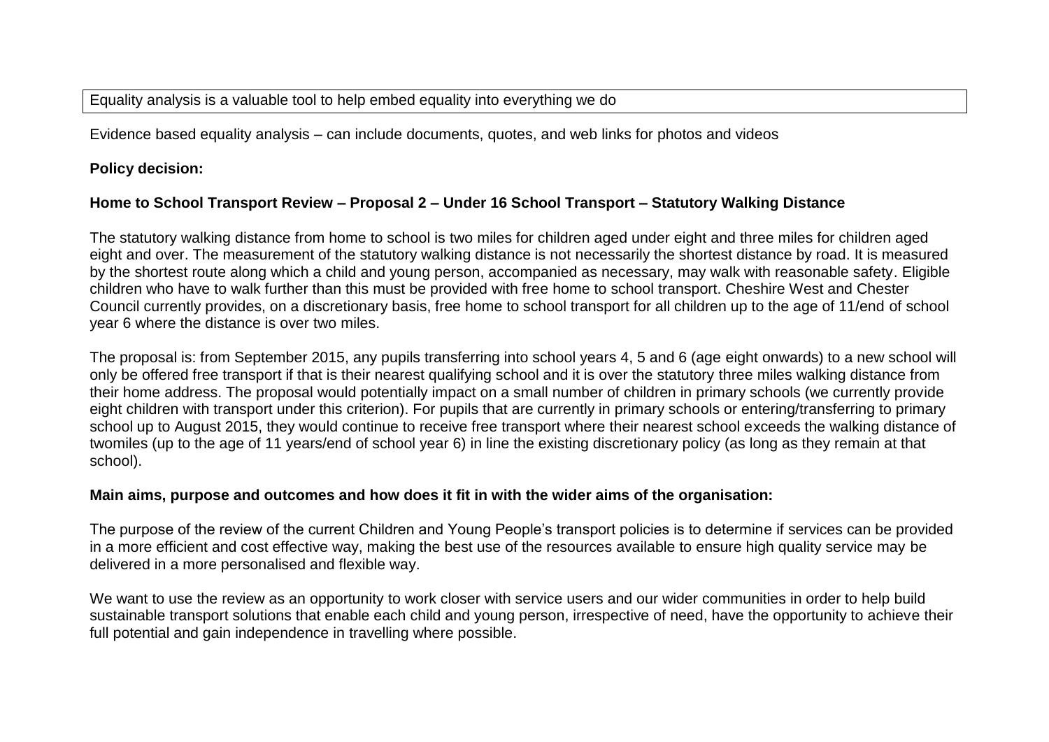Equality analysis is a valuable tool to help embed equality into everything we do

Evidence based equality analysis – can include documents, quotes, and web links for photos and videos

**Policy decision:**

**Home to School Transport Review – Proposal 2 – Under 16 School Transport – Statutory Walking Distance**

The statutory walking distance from home to school is two miles for children aged under eight and three miles for children aged eight and over. The measurement of the statutory walking distance is not necessarily the shortest distance by road. It is measured by the shortest route along which a child and young person, accompanied as necessary, may walk with reasonable safety. Eligible children who have to walk further than this must be provided with free home to school transport. Cheshire West and Chester Council currently provides, on a discretionary basis, free home to school transport for all children up to the age of 11/end of school year 6 where the distance is over two miles.

The proposal is: from September 2015, any pupils transferring into school years 4, 5 and 6 (age eight onwards) to a new school will only be offered free transport if that is their nearest qualifying school and it is over the statutory three miles walking distance from their home address. The proposal would potentially impact on a small number of children in primary schools (we currently provide eight children with transport under this criterion). For pupils that are currently in primary schools or entering/transferring to primary school up to August 2015, they would continue to receive free transport where their nearest school exceeds the walking distance of twomiles (up to the age of 11 years/end of school year 6) in line the existing discretionary policy (as long as they remain at that school).

**Main aims, purpose and outcomes and how does it fit in with the wider aims of the organisation:**

The purpose of the review of the current Children and Young People's transport policies is to determine if services can be provided in a more efficient and cost effective way, making the best use of the resources available to ensure high quality service may be delivered in a more personalised and flexible way.

We want to use the review as an opportunity to work closer with service users and our wider communities in order to help build sustainable transport solutions that enable each child and young person, irrespective of need, have the opportunity to achieve their full potential and gain independence in travelling where possible.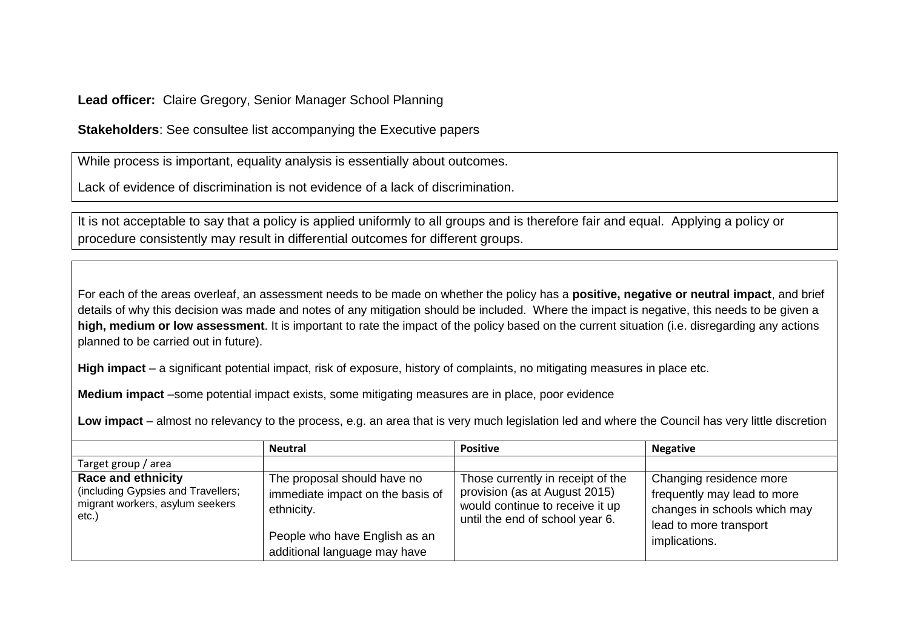**Lead officer:** Claire Gregory, Senior Manager School Planning

**Stakeholders**: See consultee list accompanying the Executive papers

While process is important, equality analysis is essentially about outcomes.

Lack of evidence of discrimination is not evidence of a lack of discrimination.

It is not acceptable to say that a policy is applied uniformly to all groups and is therefore fair and equal. Applying a policy or procedure consistently may result in differential outcomes for different groups.

For each of the areas overleaf, an assessment needs to be made on whether the policy has a **positive, negative or neutral impact**, and brief details of why this decision was made and notes of any mitigation should be included. Where the impact is negative, this needs to be given a **high, medium or low assessment**. It is important to rate the impact of the policy based on the current situation (i.e. disregarding any actions planned to be carried out in future).

**High impact** – a significant potential impact, risk of exposure, history of complaints, no mitigating measures in place etc.

**Medium impact** –some potential impact exists, some mitigating measures are in place, poor evidence

**Low impact** – almost no relevancy to the process, e.g. an area that is very much legislation led and where the Council has very little discretion

| | **Neutral** | **Positive** | **Negative** |
|---|---|---|---|
| Target group / area | | | |
| **Race and ethnicity** (including Gypsies and Travellers; migrant workers, asylum seekers etc.) | The proposal should have no immediate impact on the basis of ethnicity.<br><br>People who have English as an additional language may have | Those currently in receipt of the provision (as at August 2015) would continue to receive it up until the end of school year 6. | Changing residence more frequently may lead to more changes in schools which may lead to more transport implications. |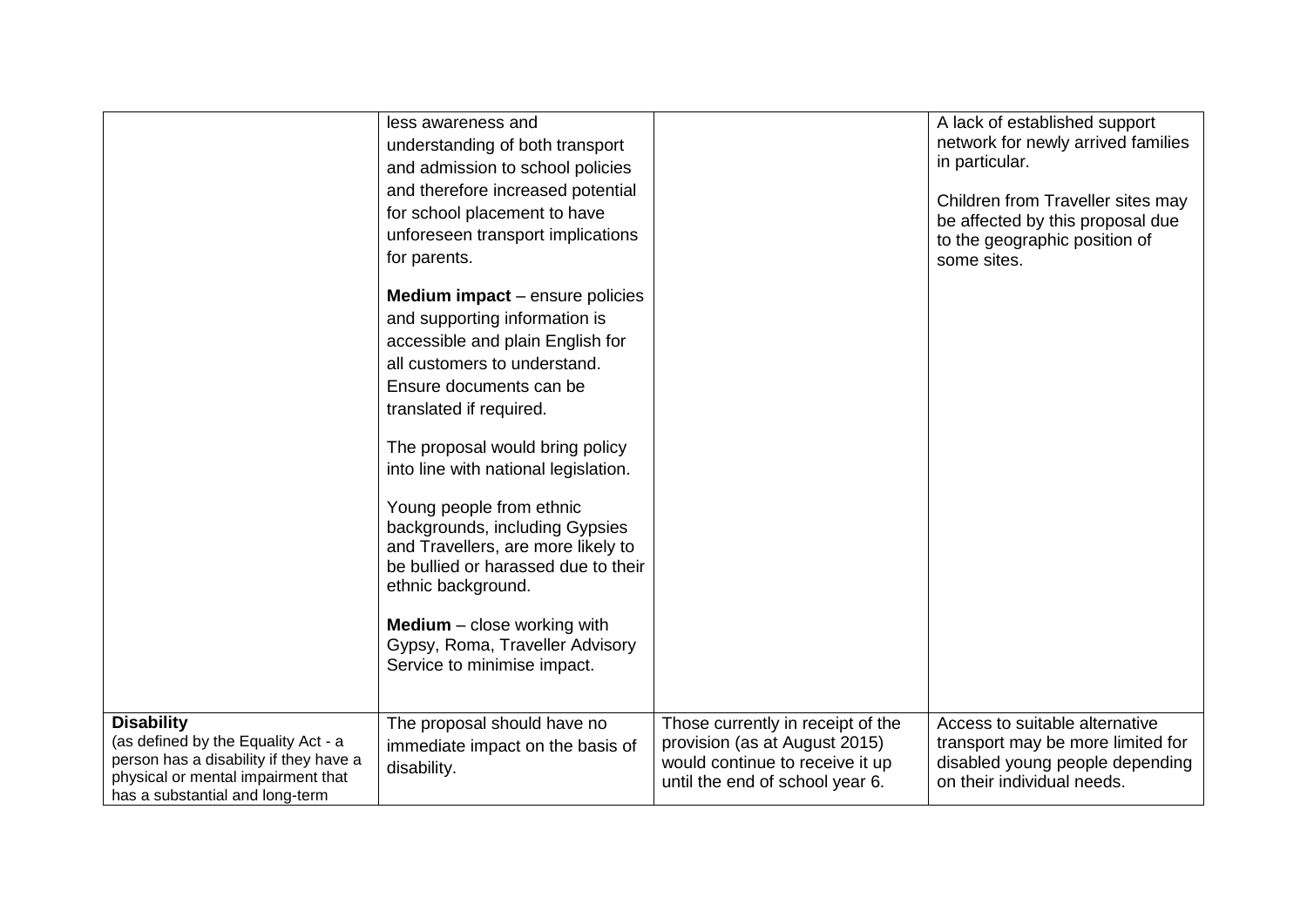| | | | |
|---|---|---|---|
| | less awareness and understanding of both transport and admission to school policies and therefore increased potential for school placement to have unforeseen transport implications for parents.<br><br>**Medium impact** – ensure policies and supporting information is accessible and plain English for all customers to understand. Ensure documents can be translated if required.<br><br>The proposal would bring policy into line with national legislation.<br><br>Young people from ethnic backgrounds, including Gypsies and Travellers, are more likely to be bullied or harassed due to their ethnic background.<br><br>**Medium** – close working with Gypsy, Roma, Traveller Advisory Service to minimise impact. | | A lack of established support network for newly arrived families in particular.<br><br>Children from Traveller sites may be affected by this proposal due to the geographic position of some sites. |
| **Disability**<br>(as defined by the Equality Act - a person has a disability if they have a physical or mental impairment that has a substantial and long-term | The proposal should have no immediate impact on the basis of disability. | Those currently in receipt of the provision (as at August 2015) would continue to receive it up until the end of school year 6. | Access to suitable alternative transport may be more limited for disabled young people depending on their individual needs. |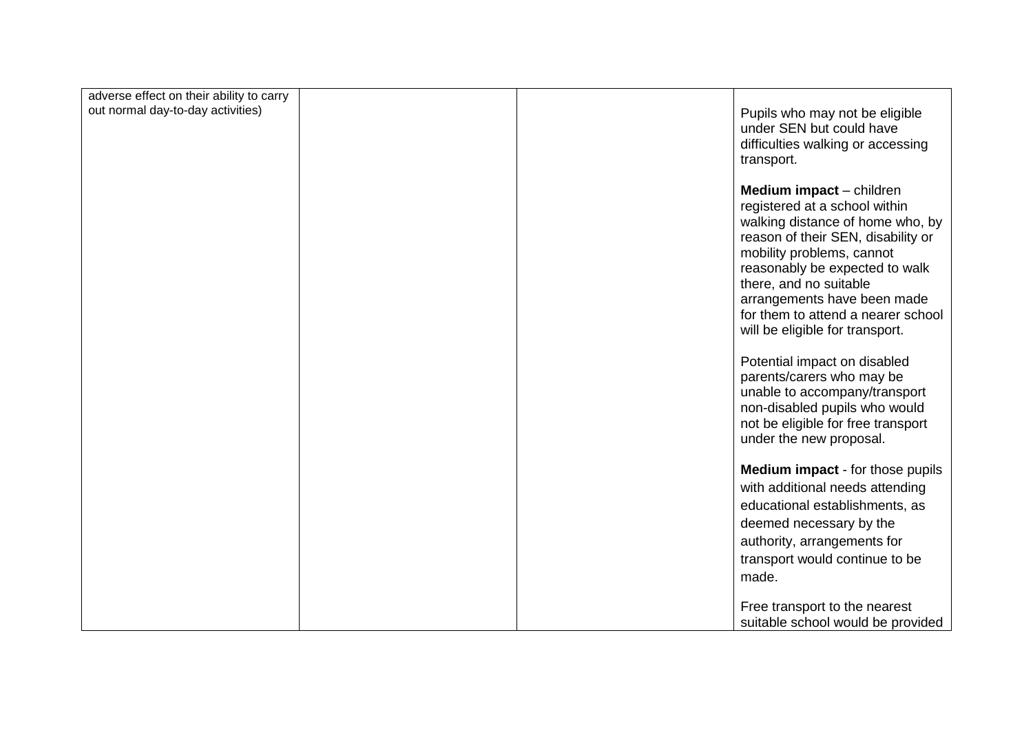| | | | |
|---|---|---|---|
| adverse effect on their ability to carry out normal day-to-day activities) | | | Pupils who may not be eligible under SEN but could have difficulties walking or accessing transport.<br><br>**Medium impact** – children registered at a school within walking distance of home who, by reason of their SEN, disability or mobility problems, cannot reasonably be expected to walk there, and no suitable arrangements have been made for them to attend a nearer school will be eligible for transport.<br><br>Potential impact on disabled parents/carers who may be unable to accompany/transport non-disabled pupils who would not be eligible for free transport under the new proposal.<br><br>**Medium impact** - for those pupils with additional needs attending educational establishments, as deemed necessary by the authority, arrangements for transport would continue to be made.<br><br>Free transport to the nearest suitable school would be provided |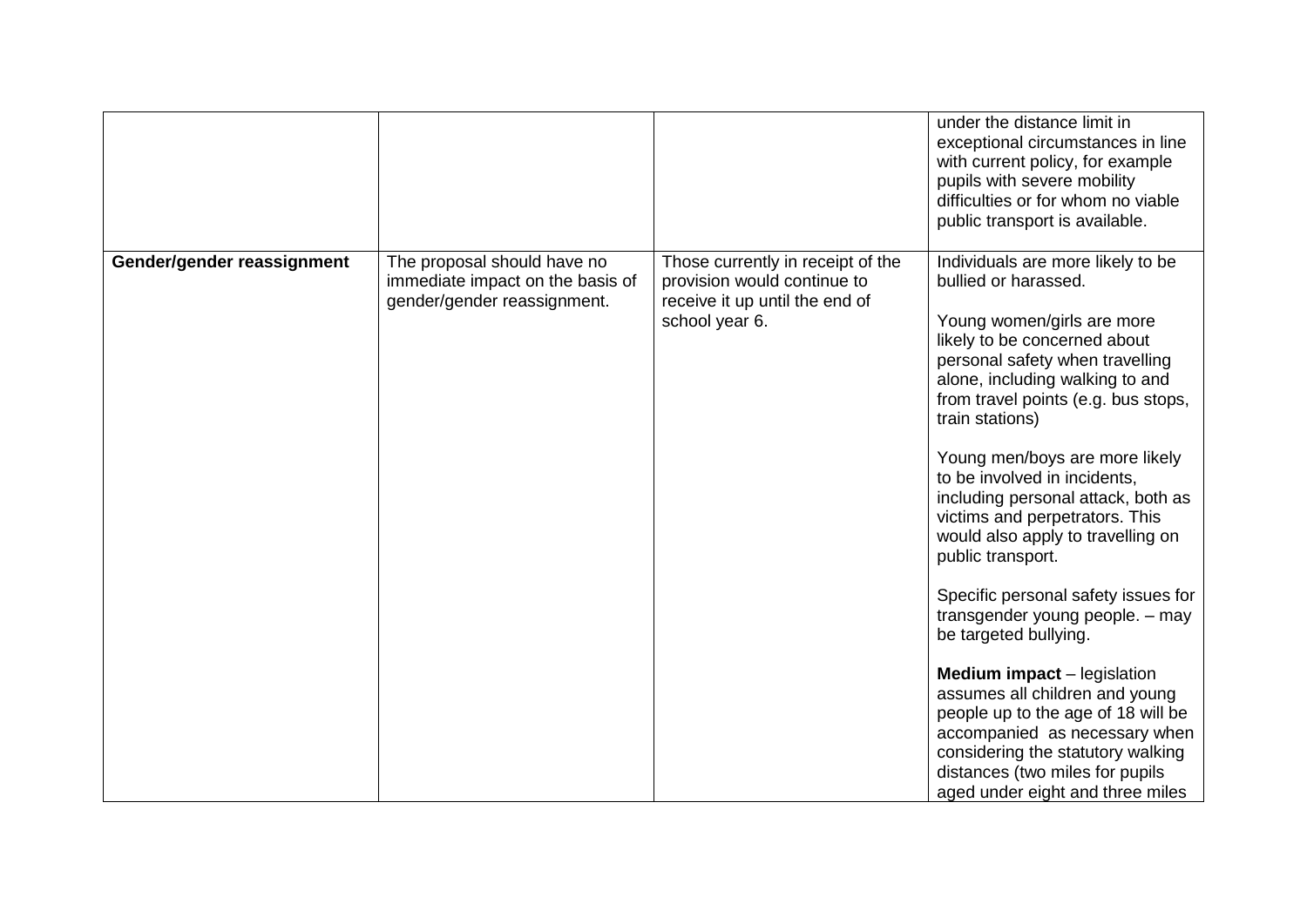|  |  |  | under the distance limit in exceptional circumstances in line with current policy, for example pupils with severe mobility difficulties or for whom no viable public transport is available. |
|---|---|---|---|
| **Gender/gender reassignment** | The proposal should have no immediate impact on the basis of gender/gender reassignment. | Those currently in receipt of the provision would continue to receive it up until the end of school year 6. | Individuals are more likely to be bullied or harassed.<br><br>Young women/girls are more likely to be concerned about personal safety when travelling alone, including walking to and from travel points (e.g. bus stops, train stations)<br><br>Young men/boys are more likely to be involved in incidents, including personal attack, both as victims and perpetrators. This would also apply to travelling on public transport.<br><br>Specific personal safety issues for transgender young people. – may be targeted bullying.<br><br>**Medium impact** – legislation assumes all children and young people up to the age of 18 will be accompanied as necessary when considering the statutory walking distances (two miles for pupils aged under eight and three miles |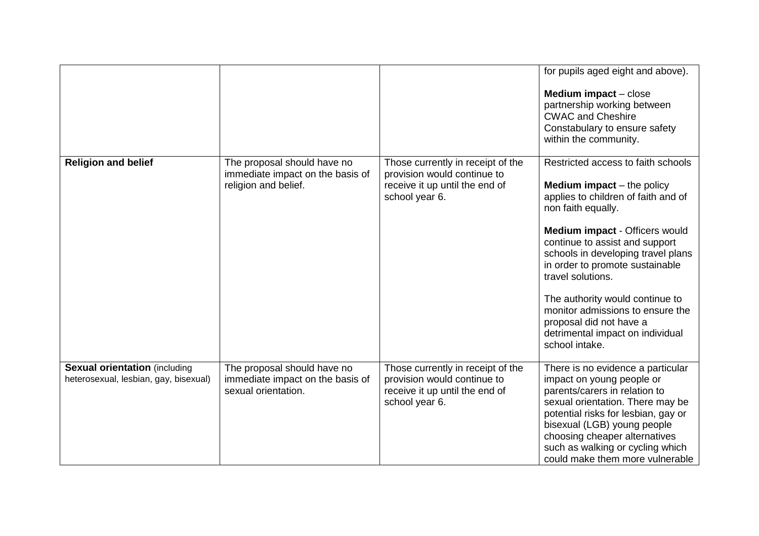| | | | |
|---|---|---|---|
| | | | for pupils aged eight and above).<br><br>**Medium impact** – close partnership working between CWAC and Cheshire Constabulary to ensure safety within the community. |
| **Religion and belief** | The proposal should have no immediate impact on the basis of religion and belief. | Those currently in receipt of the provision would continue to receive it up until the end of school year 6. | Restricted access to faith schools<br><br>**Medium impact** – the policy applies to children of faith and of non faith equally.<br><br>**Medium impact** - Officers would continue to assist and support schools in developing travel plans in order to promote sustainable travel solutions.<br><br>The authority would continue to monitor admissions to ensure the proposal did not have a detrimental impact on individual school intake. |
| **Sexual orientation** (including heterosexual, lesbian, gay, bisexual) | The proposal should have no immediate impact on the basis of sexual orientation. | Those currently in receipt of the provision would continue to receive it up until the end of school year 6. | There is no evidence a particular impact on young people or parents/carers in relation to sexual orientation. There may be potential risks for lesbian, gay or bisexual (LGB) young people choosing cheaper alternatives such as walking or cycling which could make them more vulnerable |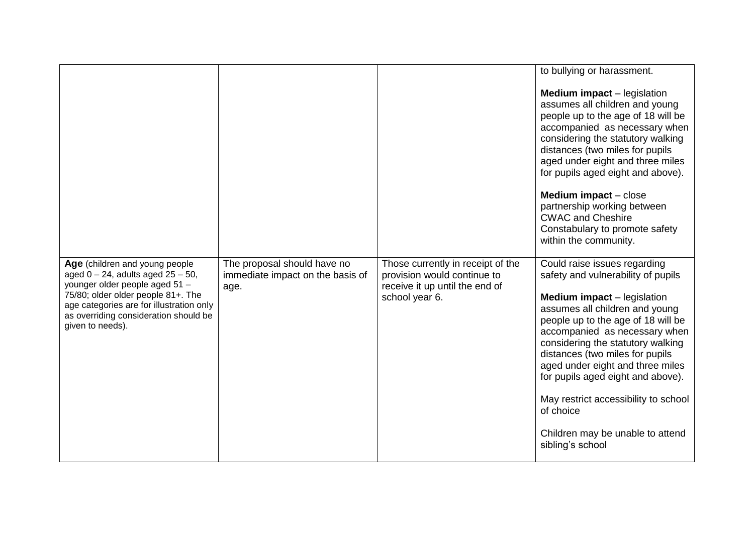| | | | |
|---|---|---|---|
| | | | to bullying or harassment.<br><br>**Medium impact** – legislation assumes all children and young people up to the age of 18 will be accompanied as necessary when considering the statutory walking distances (two miles for pupils aged under eight and three miles for pupils aged eight and above).<br><br>**Medium impact** – close partnership working between CWAC and Cheshire Constabulary to promote safety within the community. |
| **Age** (children and young people aged 0 – 24, adults aged 25 – 50, younger older people aged 51 – 75/80; older older people 81+. The age categories are for illustration only as overriding consideration should be given to needs). | The proposal should have no immediate impact on the basis of age. | Those currently in receipt of the provision would continue to receive it up until the end of school year 6. | Could raise issues regarding safety and vulnerability of pupils<br><br>**Medium impact** – legislation assumes all children and young people up to the age of 18 will be accompanied as necessary when considering the statutory walking distances (two miles for pupils aged under eight and three miles for pupils aged eight and above).<br><br>May restrict accessibility to school of choice<br><br>Children may be unable to attend sibling's school |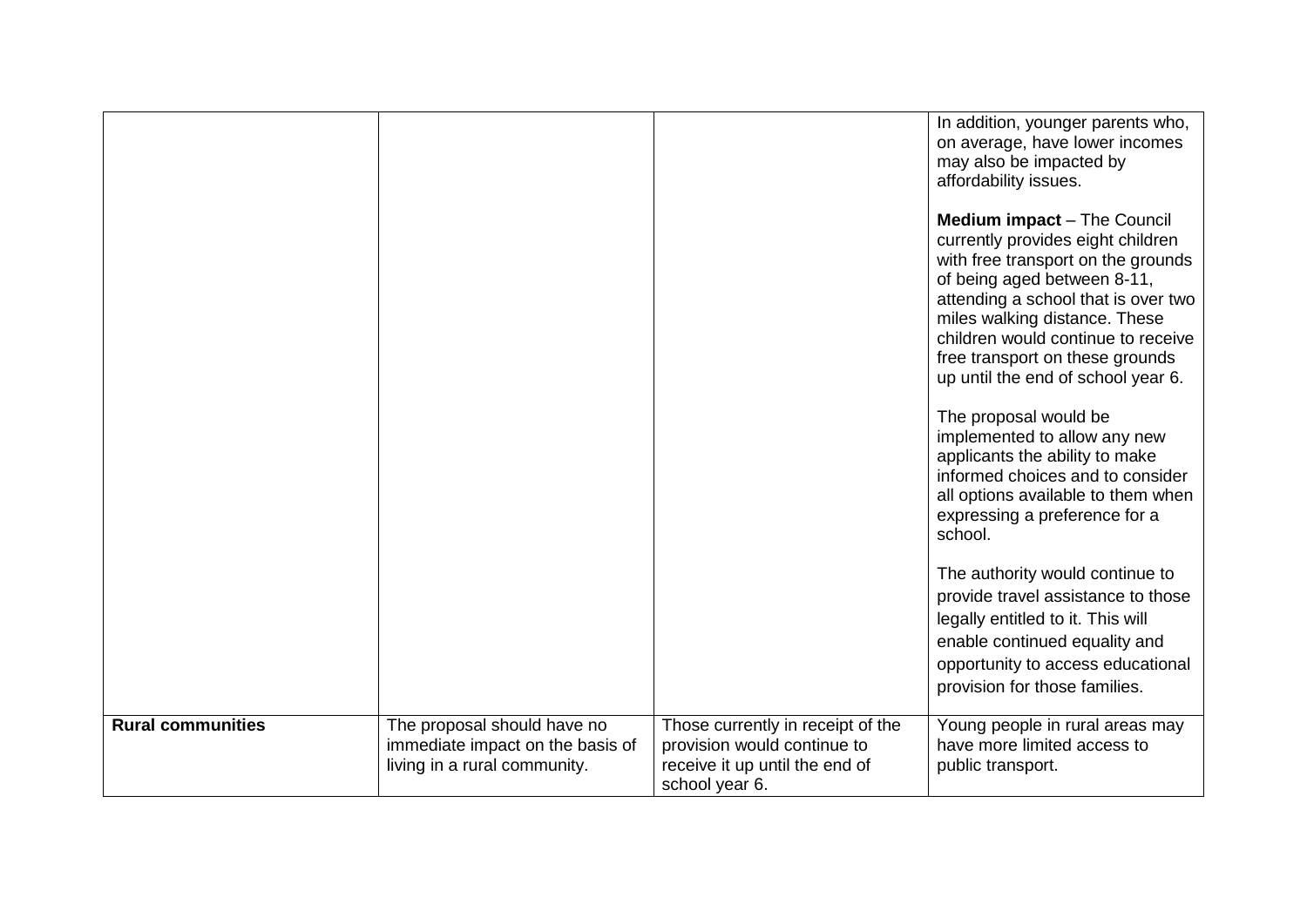| | | | |
|---|---|---|---|
| | | | In addition, younger parents who, on average, have lower incomes may also be impacted by affordability issues.<br><br>**Medium impact** – The Council currently provides eight children with free transport on the grounds of being aged between 8-11, attending a school that is over two miles walking distance. These children would continue to receive free transport on these grounds up until the end of school year 6.<br><br>The proposal would be implemented to allow any new applicants the ability to make informed choices and to consider all options available to them when expressing a preference for a school.<br><br>The authority would continue to provide travel assistance to those legally entitled to it. This will enable continued equality and opportunity to access educational provision for those families. |
| **Rural communities** | The proposal should have no immediate impact on the basis of living in a rural community. | Those currently in receipt of the provision would continue to receive it up until the end of school year 6. | Young people in rural areas may have more limited access to public transport. |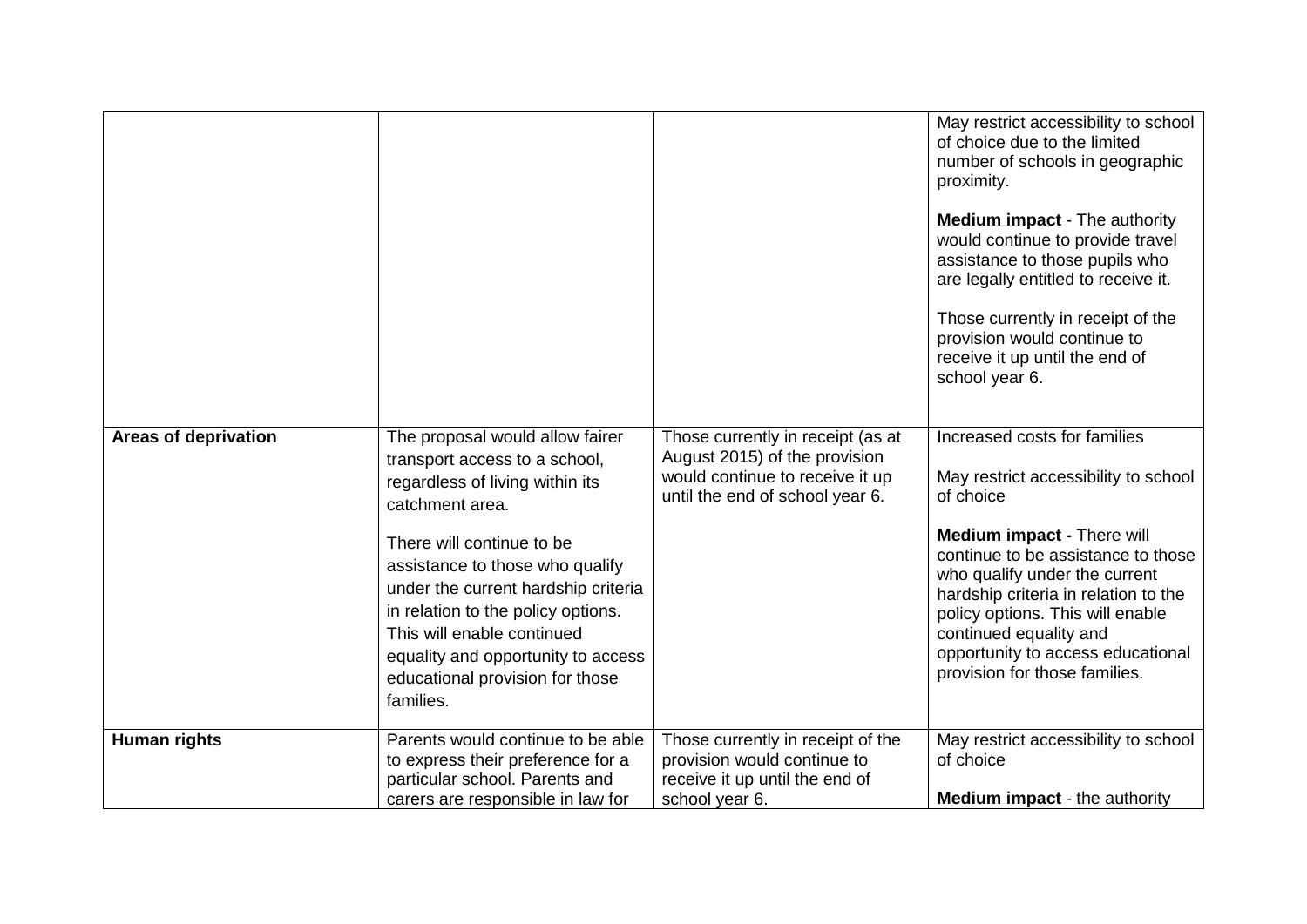|  |  |  |  |
|---|---|---|---|
|  |  |  | May restrict accessibility to school of choice due to the limited number of schools in geographic proximity.<br><br>**Medium impact** - The authority would continue to provide travel assistance to those pupils who are legally entitled to receive it.<br><br>Those currently in receipt of the provision would continue to receive it up until the end of school year 6. |
| **Areas of deprivation** | The proposal would allow fairer transport access to a school, regardless of living within its catchment area.<br><br>There will continue to be assistance to those who qualify under the current hardship criteria in relation to the policy options. This will enable continued equality and opportunity to access educational provision for those families. | Those currently in receipt (as at August 2015) of the provision would continue to receive it up until the end of school year 6. | Increased costs for families<br><br>May restrict accessibility to school of choice<br><br>**Medium impact -** There will continue to be assistance to those who qualify under the current hardship criteria in relation to the policy options. This will enable continued equality and opportunity to access educational provision for those families. |
| **Human rights** | Parents would continue to be able to express their preference for a particular school. Parents and carers are responsible in law for | Those currently in receipt of the provision would continue to receive it up until the end of school year 6. | May restrict accessibility to school of choice<br><br>**Medium impact** - the authority |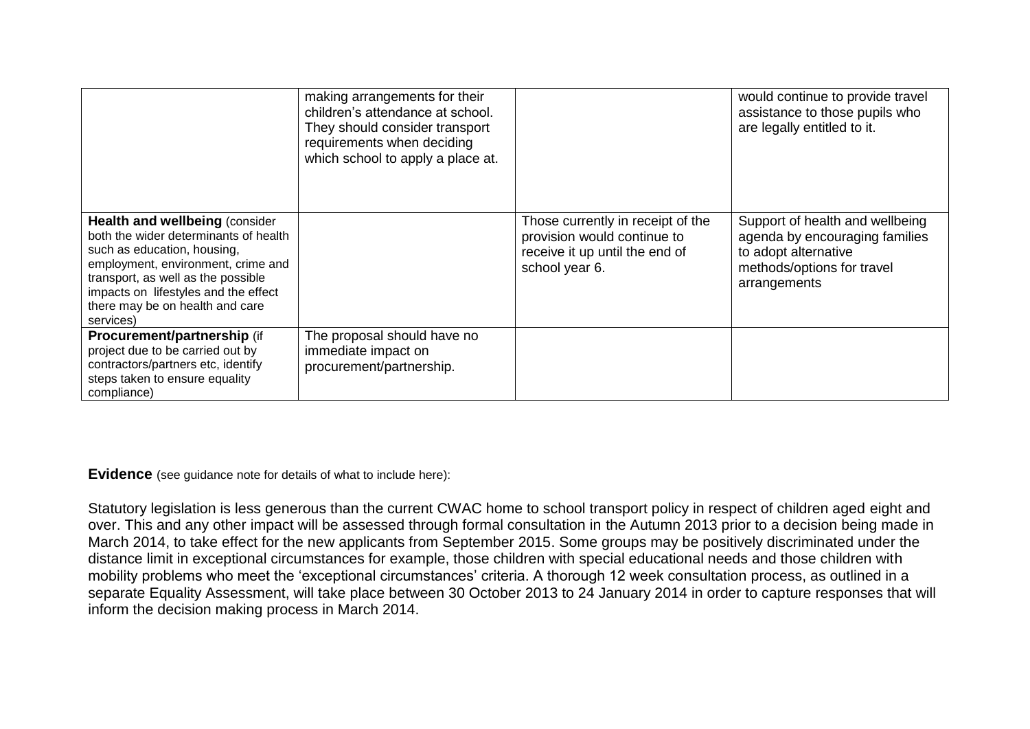| | | | |
|---|---|---|---|
| | making arrangements for their children's attendance at school. They should consider transport requirements when deciding which school to apply a place at. | | would continue to provide travel assistance to those pupils who are legally entitled to it. |
| **Health and wellbeing** (consider both the wider determinants of health such as education, housing, employment, environment, crime and transport, as well as the possible impacts on lifestyles and the effect there may be on health and care services) | | Those currently in receipt of the provision would continue to receive it up until the end of school year 6. | Support of health and wellbeing agenda by encouraging families to adopt alternative methods/options for travel arrangements |
| **Procurement/partnership** (if project due to be carried out by contractors/partners etc, identify steps taken to ensure equality compliance) | The proposal should have no immediate impact on procurement/partnership. | | |

**Evidence** (see guidance note for details of what to include here):

Statutory legislation is less generous than the current CWAC home to school transport policy in respect of children aged eight and over. This and any other impact will be assessed through formal consultation in the Autumn 2013 prior to a decision being made in March 2014, to take effect for the new applicants from September 2015. Some groups may be positively discriminated under the distance limit in exceptional circumstances for example, those children with special educational needs and those children with mobility problems who meet the 'exceptional circumstances' criteria. A thorough 12 week consultation process, as outlined in a separate Equality Assessment, will take place between 30 October 2013 to 24 January 2014 in order to capture responses that will inform the decision making process in March 2014.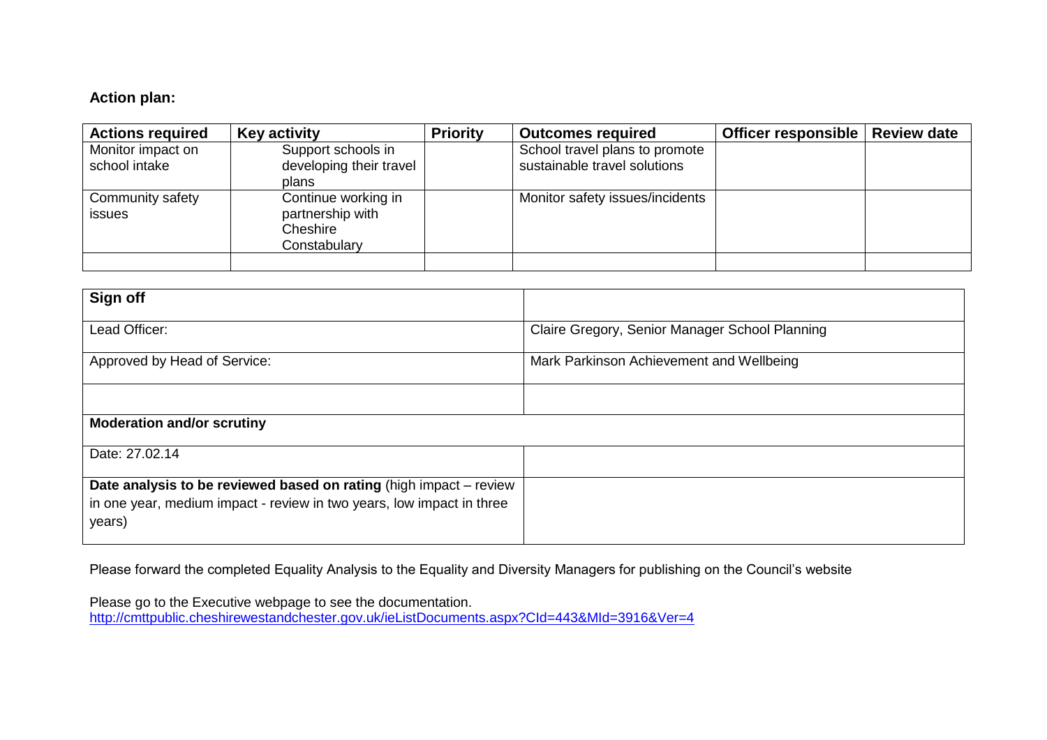**Action plan:**

| Actions required | Key activity | Priority | Outcomes required | Officer responsible | Review date |
|---|---|---|---|---|---|
| Monitor impact on school intake | Support schools in developing their travel plans | | School travel plans to promote sustainable travel solutions | | |
| Community safety issues | Continue working in partnership with Cheshire Constabulary | | Monitor safety issues/incidents | | |
| | | | | | |

| **Sign off** | |
|---|---|
| Lead Officer: | Claire Gregory, Senior Manager School Planning |
| Approved by Head of Service: | Mark Parkinson Achievement and Wellbeing |
| | |
| **Moderation and/or scrutiny** | |
| Date: 27.02.14 | |
| **Date analysis to be reviewed based on rating** (high impact – review in one year, medium impact - review in two years, low impact in three years) | |

Please forward the completed Equality Analysis to the Equality and Diversity Managers for publishing on the Council's website

Please go to the Executive webpage to see the documentation.
http://cmttpublic.cheshirewestandchester.gov.uk/ieListDocuments.aspx?CId=443&MId=3916&Ver=4